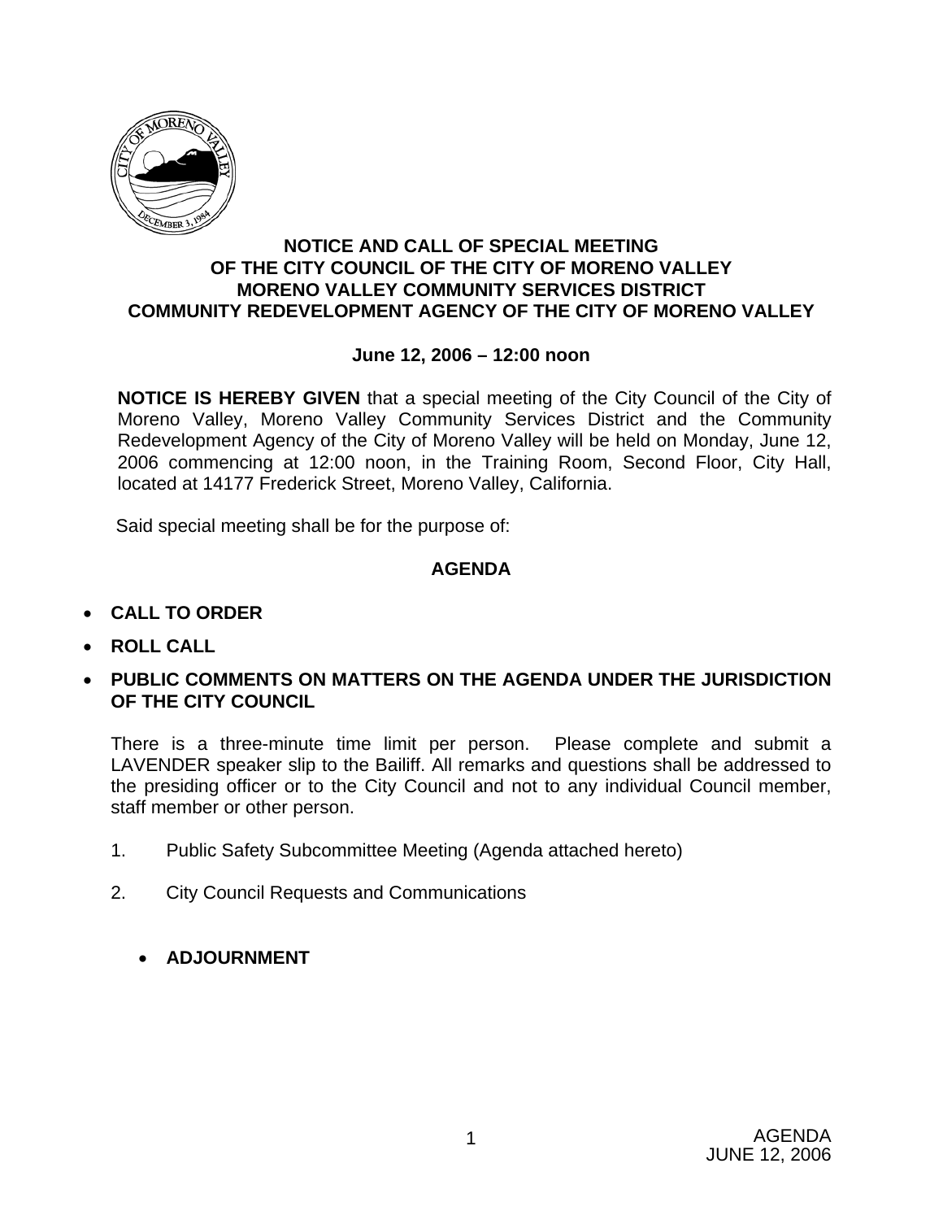**NOTICE AND CALL OF SPECIAL MEETING**
**OF THE CITY COUNCIL OF THE CITY OF MORENO VALLEY**
**MORENO VALLEY COMMUNITY SERVICES DISTRICT**
**COMMUNITY REDEVELOPMENT AGENCY OF THE CITY OF MORENO VALLEY**

**June 12, 2006 – 12:00 noon**

**NOTICE IS HEREBY GIVEN** that a special meeting of the City Council of the City of Moreno Valley, Moreno Valley Community Services District and the Community Redevelopment Agency of the City of Moreno Valley will be held on Monday, June 12, 2006 commencing at 12:00 noon, in the Training Room, Second Floor, City Hall, located at 14177 Frederick Street, Moreno Valley, California.

Said special meeting shall be for the purpose of:

## AGENDA

- **CALL TO ORDER**
- **ROLL CALL**
- **PUBLIC COMMENTS ON MATTERS ON THE AGENDA UNDER THE JURISDICTION OF THE CITY COUNCIL**

There is a three-minute time limit per person. Please complete and submit a LAVENDER speaker slip to the Bailiff. All remarks and questions shall be addressed to the presiding officer or to the City Council and not to any individual Council member, staff member or other person.

1. Public Safety Subcommittee Meeting (Agenda attached hereto)
2. City Council Requests and Communications

- **ADJOURNMENT**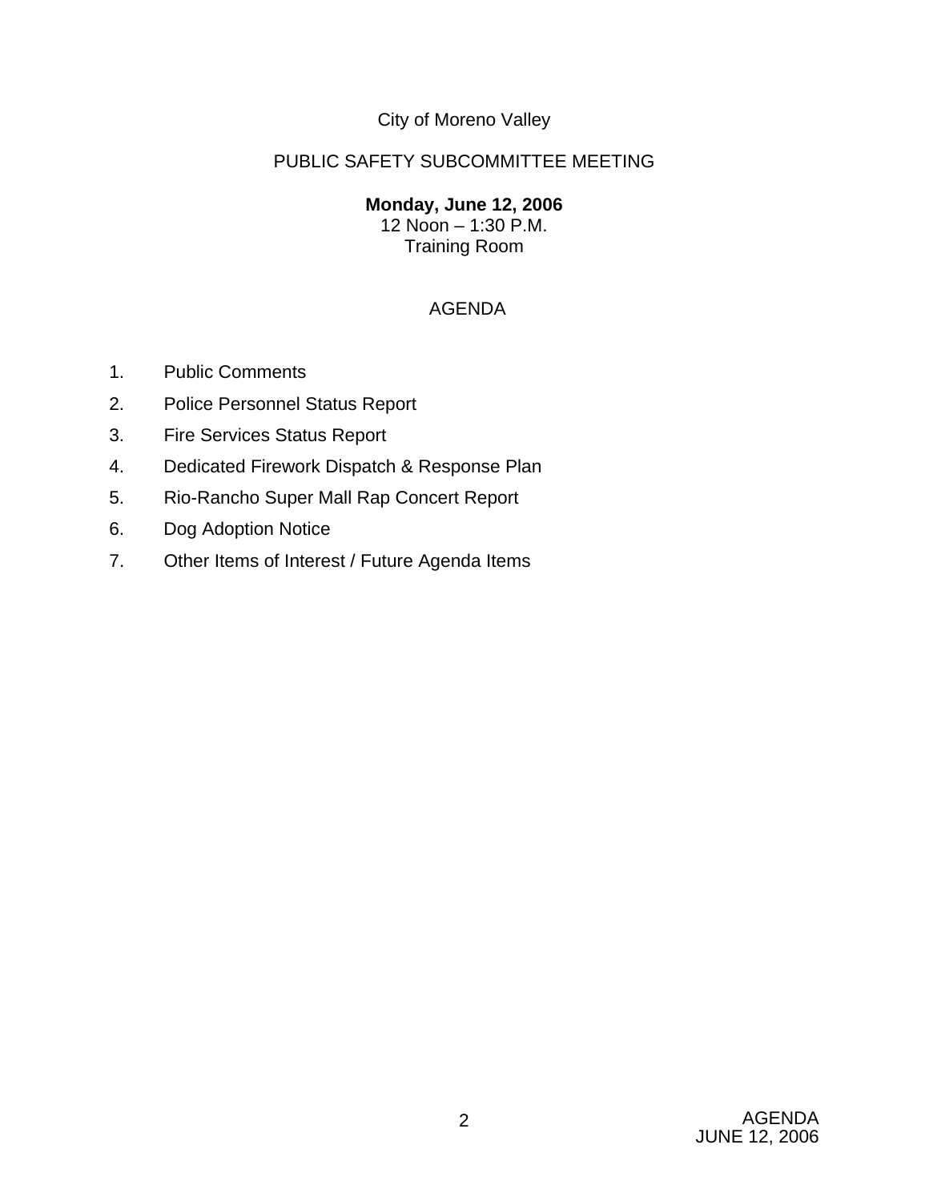City of Moreno Valley

PUBLIC SAFETY SUBCOMMITTEE MEETING

**Monday, June 12, 2006**
12 Noon – 1:30 P.M.
Training Room

AGENDA

1. Public Comments
2. Police Personnel Status Report
3. Fire Services Status Report
4. Dedicated Firework Dispatch & Response Plan
5. Rio-Rancho Super Mall Rap Concert Report
6. Dog Adoption Notice
7. Other Items of Interest / Future Agenda Items